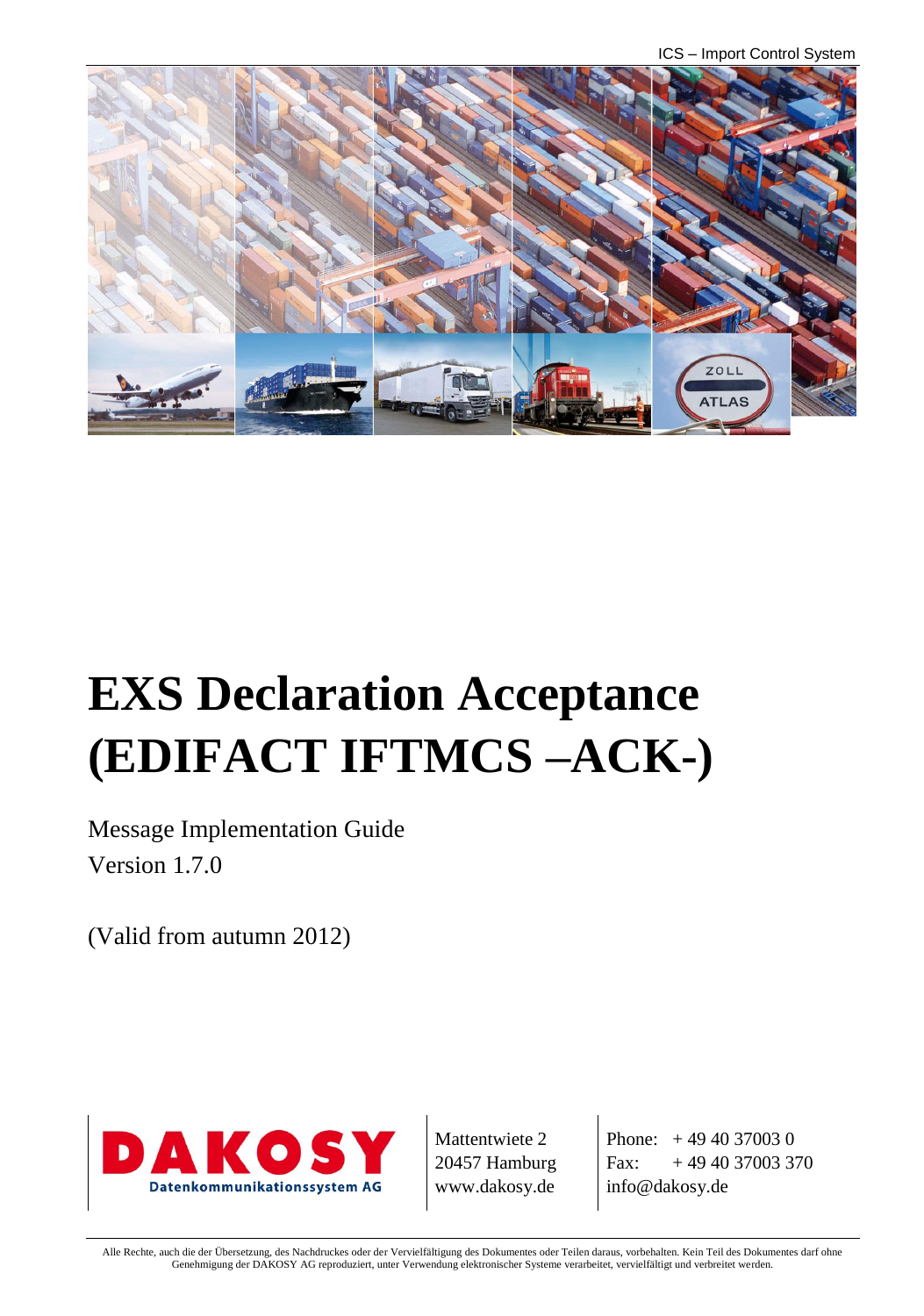ICS – Import Control System

# EXS Declaration Acceptance (EDIFACT IFTMCS –ACK-)

Message Implementation Guide
Version 1.7.0

(Valid from autumn 2012)

DAKOSY
Datenkommunikationssystem AG

Mattentwiete 2
20457 Hamburg
www.dakosy.de

Phone: + 49 40 37003 0
Fax: + 49 40 37003 370
info@dakosy.de

Alle Rechte, auch die der Übersetzung, des Nachdruckes oder der Vervielfältigung des Dokumentes oder Teilen daraus, vorbehalten. Kein Teil des Dokumentes darf ohne Genehmigung der DAKOSY AG reproduziert, unter Verwendung elektronischer Systeme verarbeitet, vervielfältigt und verbreitet werden.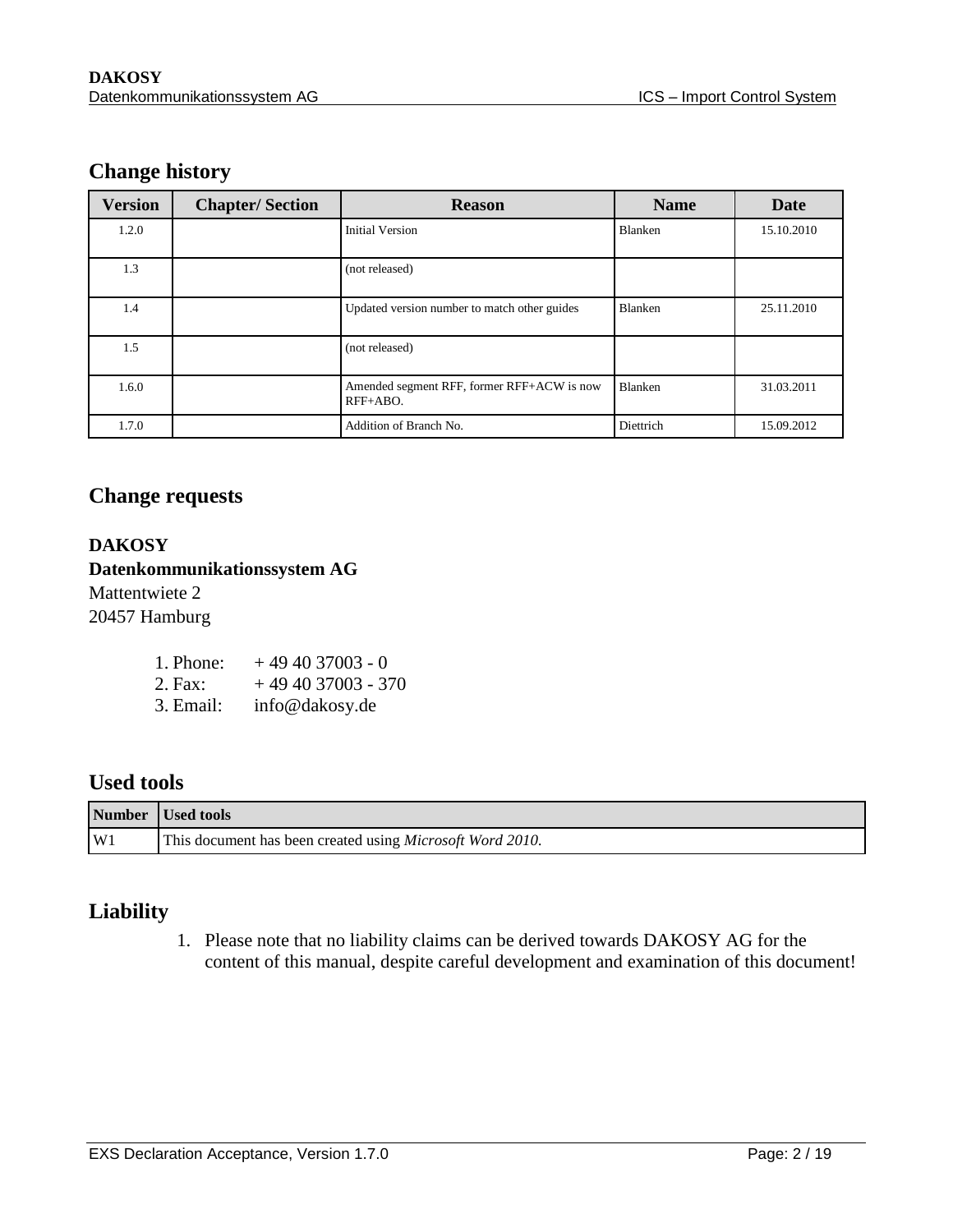## Change history

| Version | Chapter/ Section | Reason | Name | Date |
|---|---|---|---|---|
| 1.2.0 | | Initial Version | Blanken | 15.10.2010 |
| 1.3 | | (not released) | | |
| 1.4 | | Updated version number to match other guides | Blanken | 25.11.2010 |
| 1.5 | | (not released) | | |
| 1.6.0 | | Amended segment RFF, former RFF+ACW is now RFF+ABO. | Blanken | 31.03.2011 |
| 1.7.0 | | Addition of Branch No. | Diettrich | 15.09.2012 |

## Change requests

**DAKOSY**
**Datenkommunikationssystem AG**
Mattentwiete 2
20457 Hamburg

1. Phone: + 49 40 37003 - 0
2. Fax: + 49 40 37003 - 370
3. Email: info@dakosy.de

## Used tools

| Number | Used tools |
|---|---|
| W1 | This document has been created using *Microsoft Word 2010*. |

## Liability

1. Please note that no liability claims can be derived towards DAKOSY AG for the content of this manual, despite careful development and examination of this document!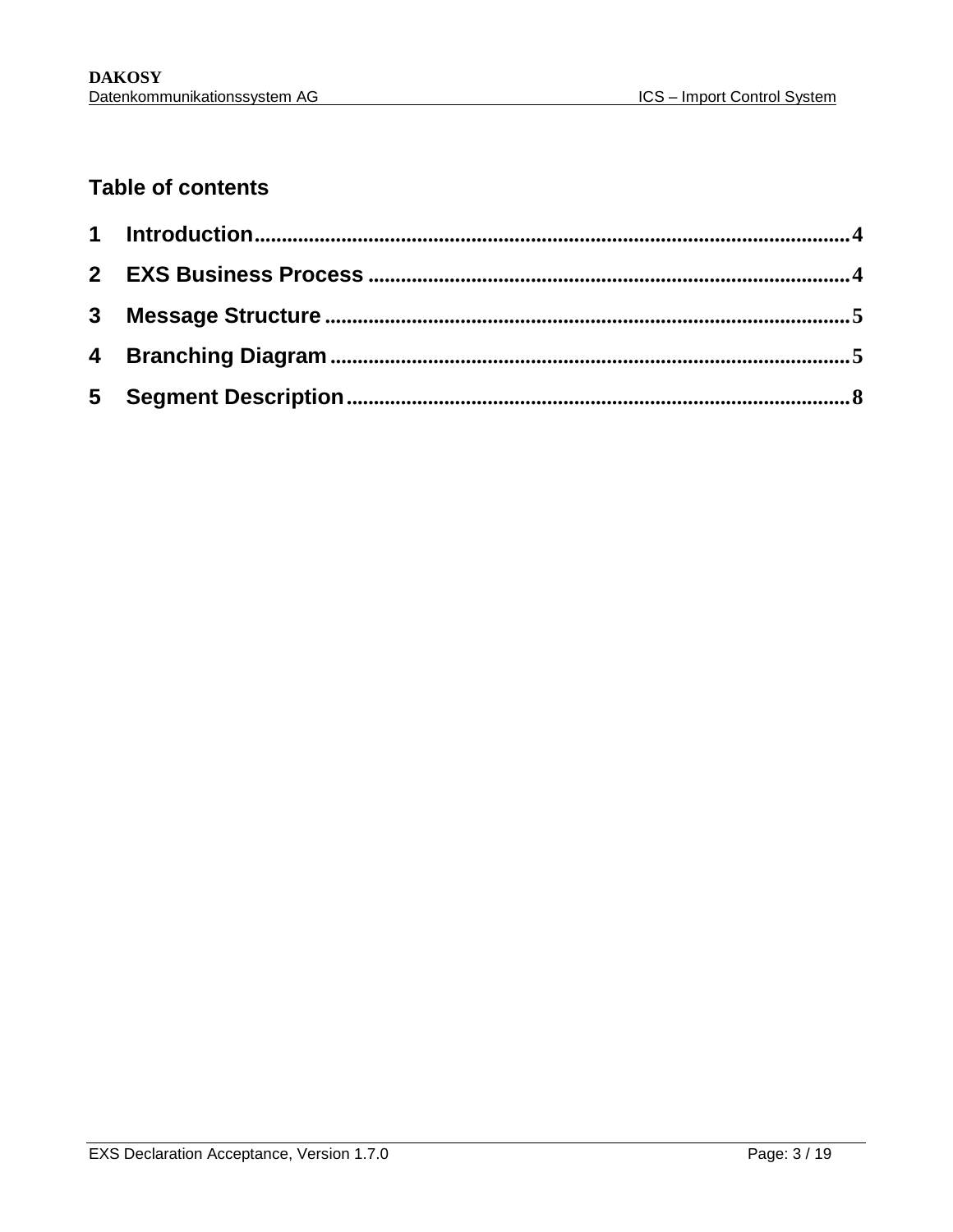## Table of contents

1 Introduction....4

2 EXS Business Process....4

3 Message Structure....5

4 Branching Diagram....5

5 Segment Description....8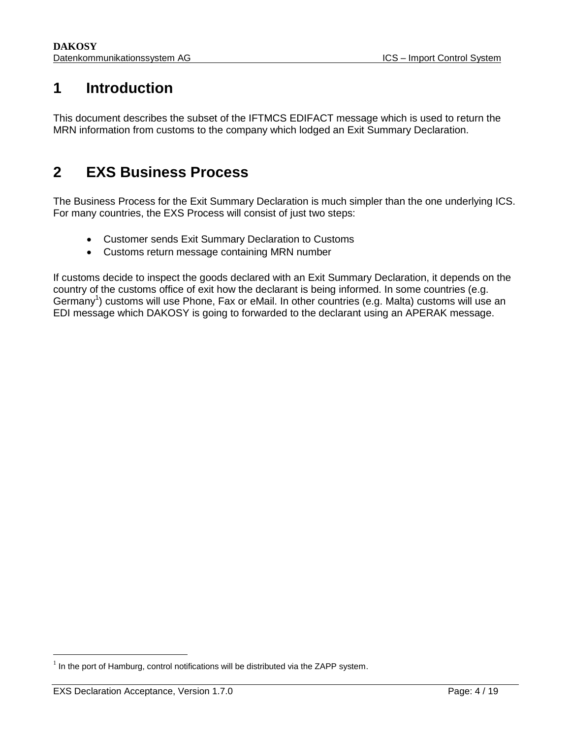# 1 Introduction

This document describes the subset of the IFTMCS EDIFACT message which is used to return the MRN information from customs to the company which lodged an Exit Summary Declaration.

# 2 EXS Business Process

The Business Process for the Exit Summary Declaration is much simpler than the one underlying ICS. For many countries, the EXS Process will consist of just two steps:

- Customer sends Exit Summary Declaration to Customs
- Customs return message containing MRN number

If customs decide to inspect the goods declared with an Exit Summary Declaration, it depends on the country of the customs office of exit how the declarant is being informed. In some countries (e.g. Germany[1]) customs will use Phone, Fax or eMail. In other countries (e.g. Malta) customs will use an EDI message which DAKOSY is going to forwarded to the declarant using an APERAK message.

[1] In the port of Hamburg, control notifications will be distributed via the ZAPP system.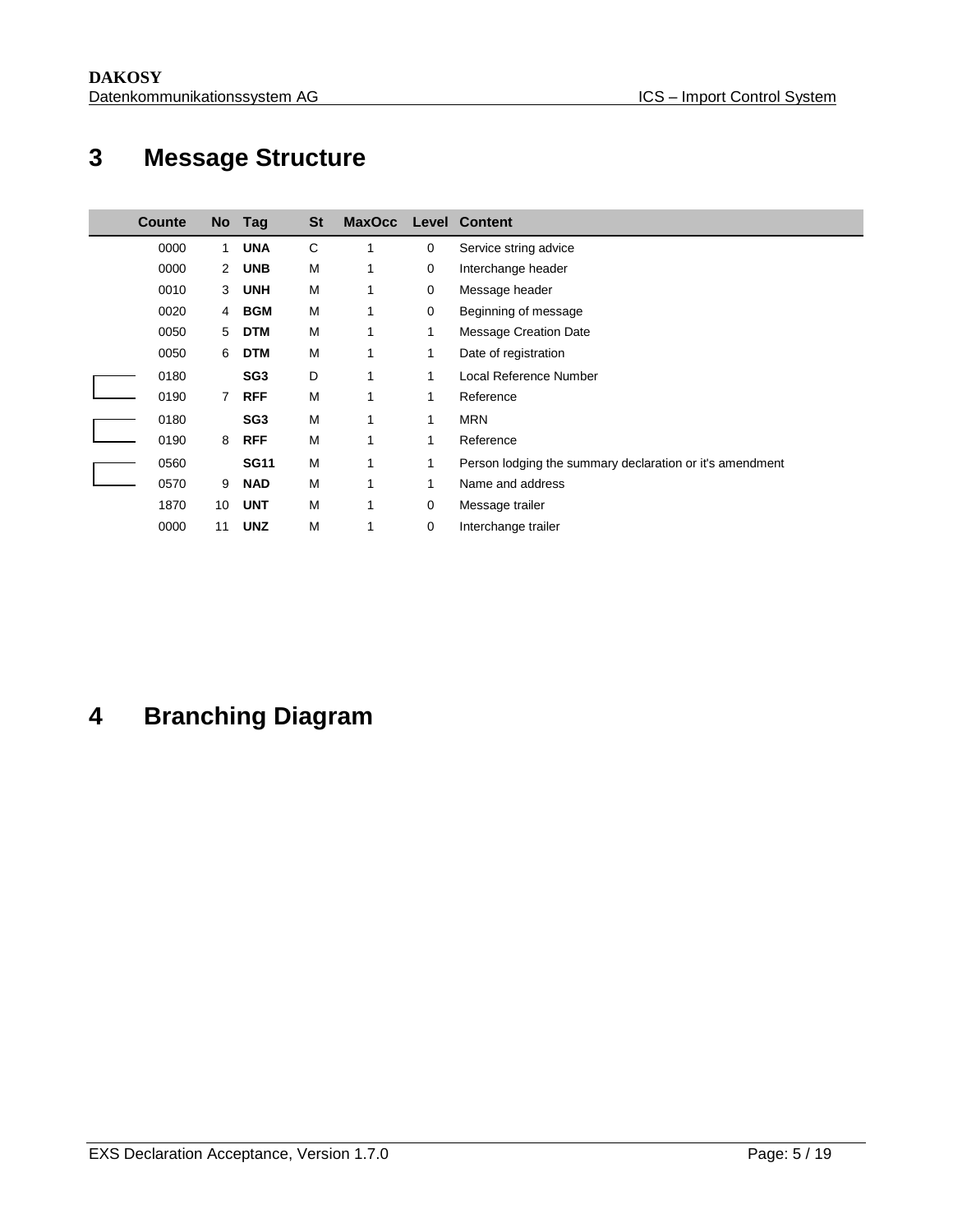# 3 Message Structure

| Counte | No | Tag | St | MaxOcc | Level | Content |
|---|---|---|---|---|---|---|
| 0000 | 1 | **UNA** | C | 1 | 0 | Service string advice |
| 0000 | 2 | **UNB** | M | 1 | 0 | Interchange header |
| 0010 | 3 | **UNH** | M | 1 | 0 | Message header |
| 0020 | 4 | **BGM** | M | 1 | 0 | Beginning of message |
| 0050 | 5 | **DTM** | M | 1 | 1 | Message Creation Date |
| 0050 | 6 | **DTM** | M | 1 | 1 | Date of registration |
| 0180 | | **SG3** | D | 1 | 1 | Local Reference Number |
| 0190 | 7 | **RFF** | M | 1 | 1 | Reference |
| 0180 | | **SG3** | M | 1 | 1 | MRN |
| 0190 | 8 | **RFF** | M | 1 | 1 | Reference |
| 0560 | | **SG11** | M | 1 | 1 | Person lodging the summary declaration or it's amendment |
| 0570 | 9 | **NAD** | M | 1 | 1 | Name and address |
| 1870 | 10 | **UNT** | M | 1 | 0 | Message trailer |
| 0000 | 11 | **UNZ** | M | 1 | 0 | Interchange trailer |

# 4 Branching Diagram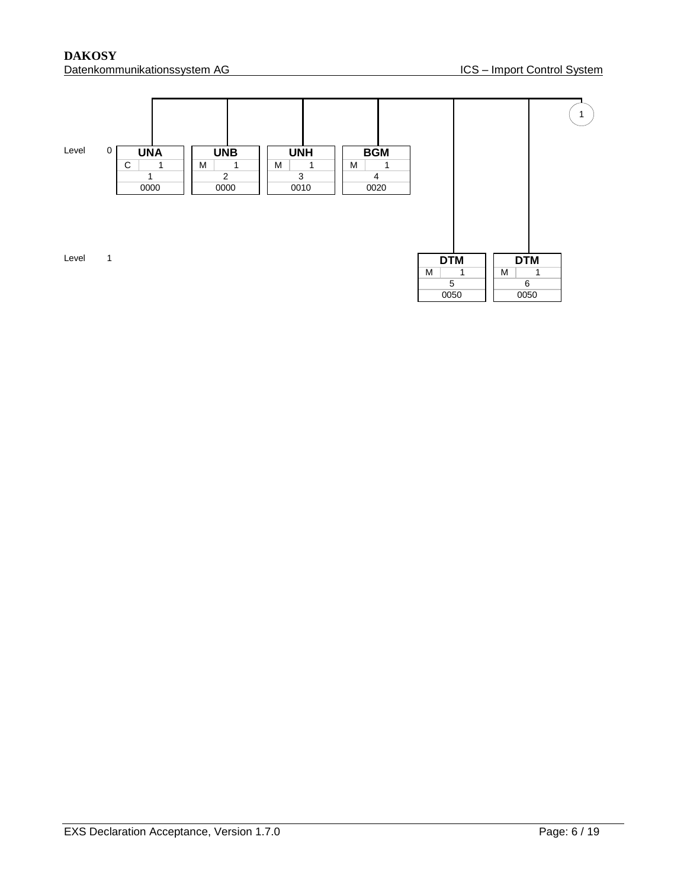Level 0

| UNA | UNB | UNH | BGM |
|---|---|---|---|
| C 1 | M 1 | M 1 | M 1 |
| 1 | 2 | 3 | 4 |
| 0000 | 0000 | 0010 | 0020 |

Level 1

| DTM | DTM |
|---|---|
| M 1 | M 1 |
| 5 | 6 |
| 0050 | 0050 |

1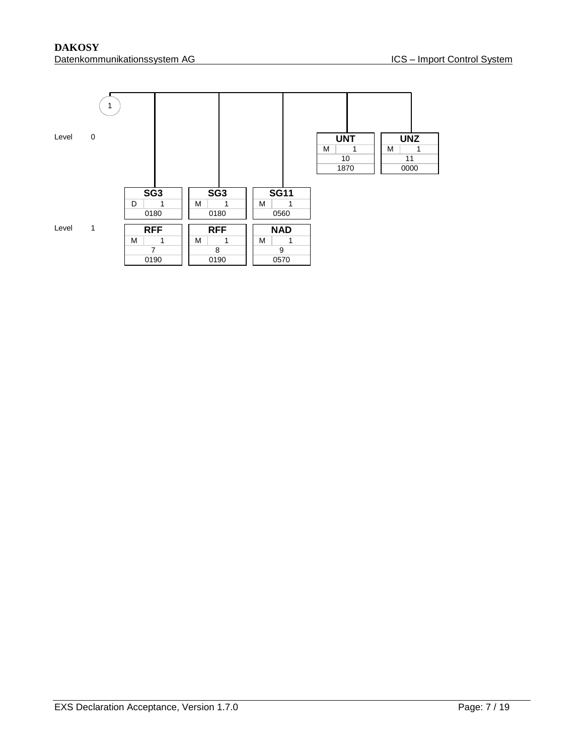(1)

Level 0

| UNT | |
|---|---|
| M | 1 |
| 10 | |
| 1870 | |

| UNZ | |
|---|---|
| M | 1 |
| 11 | |
| 0000 | |

| SG3 | |
|---|---|
| D | 1 |
| 0180 | |

| SG3 | |
|---|---|
| M | 1 |
| 0180 | |

| SG11 | |
|---|---|
| M | 1 |
| 0560 | |

Level 1

| RFF | |
|---|---|
| M | 1 |
| 7 | |
| 0190 | |

| RFF | |
|---|---|
| M | 1 |
| 8 | |
| 0190 | |

| NAD | |
|---|---|
| M | 1 |
| 9 | |
| 0570 | |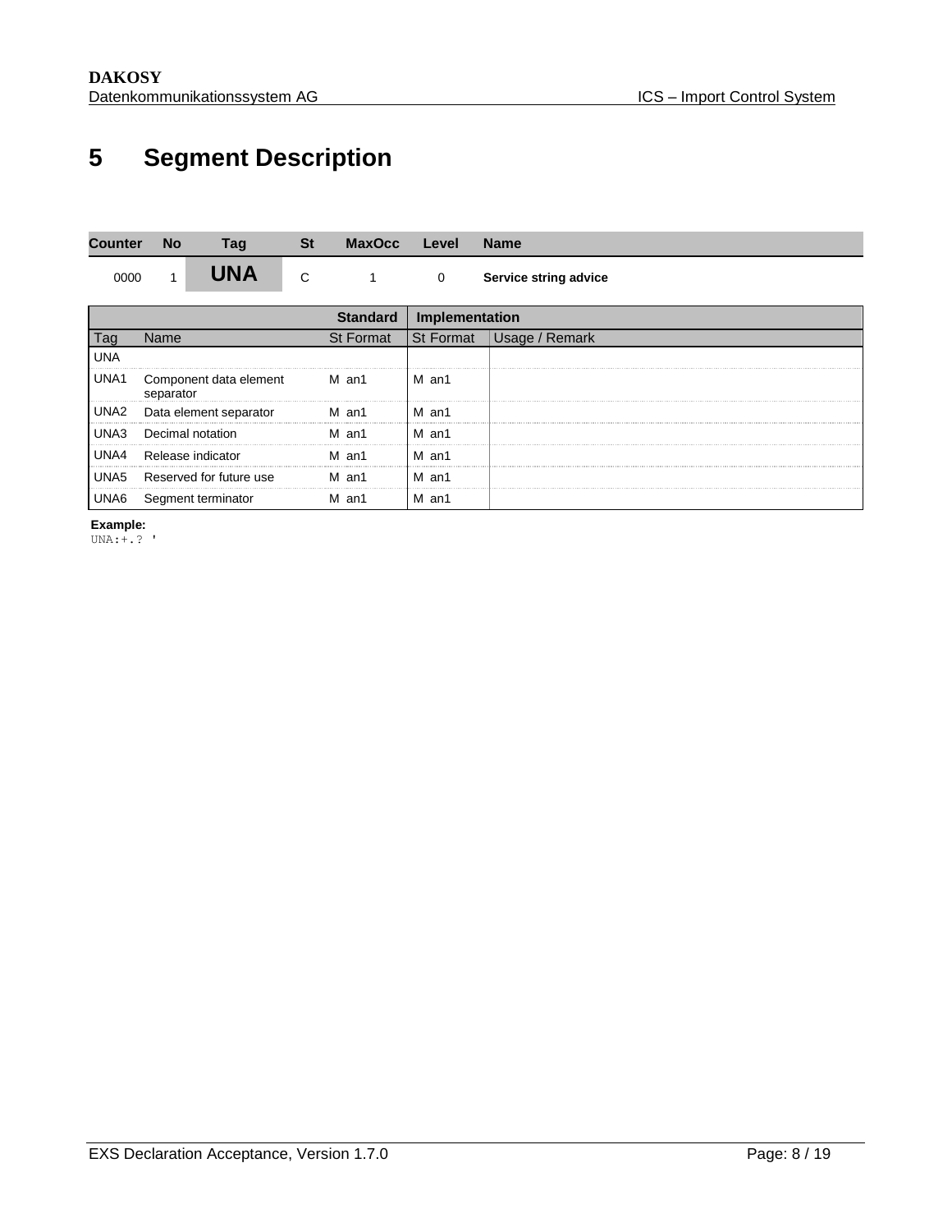# 5 Segment Description

| Counter | No | Tag | St | MaxOcc | Level | Name |
|---|---|---|---|---|---|---|
| 0000 | 1 | **UNA** | C | 1 | 0 | **Service string advice** |

| | | Standard | Implementation | |
|---|---|---|---|---|
| Tag | Name | St Format | St Format | Usage / Remark |
| UNA | | | | |
| UNA1 | Component data element separator | M an1 | M an1 | |
| UNA2 | Data element separator | M an1 | M an1 | |
| UNA3 | Decimal notation | M an1 | M an1 | |
| UNA4 | Release indicator | M an1 | M an1 | |
| UNA5 | Reserved for future use | M an1 | M an1 | |
| UNA6 | Segment terminator | M an1 | M an1 | |

**Example:**

```
UNA:+.? '
```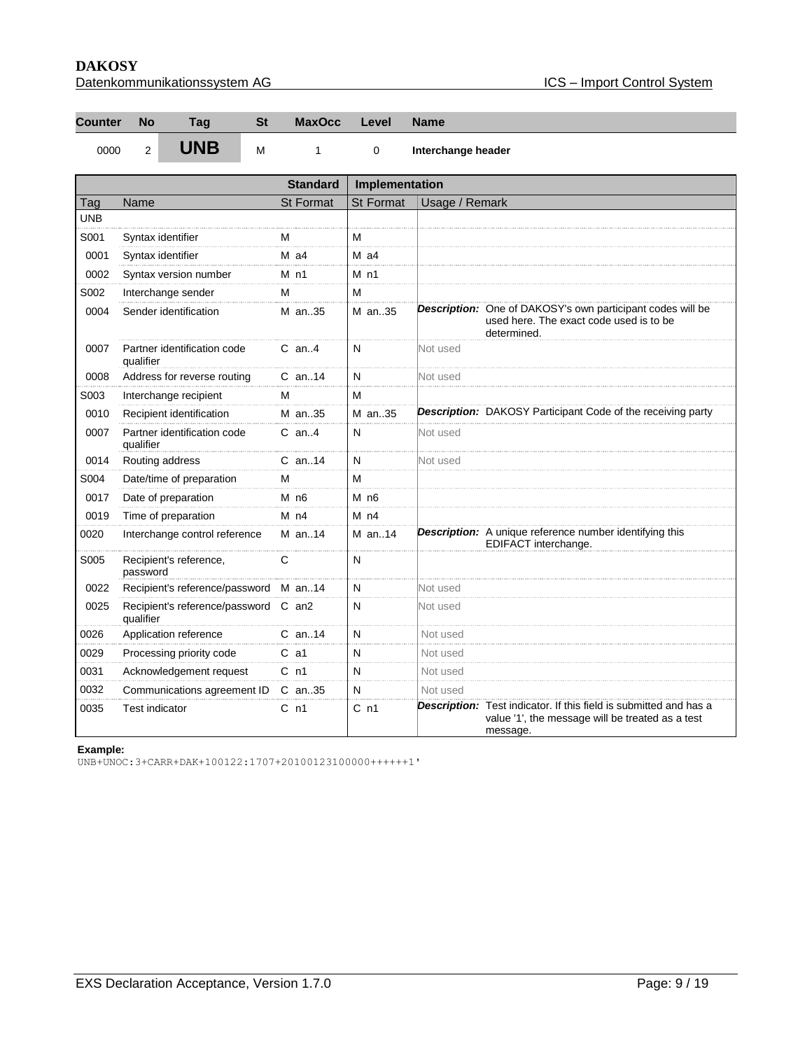| Counter | No | Tag | St | MaxOcc | Level | Name |
|---|---|---|---|---|---|---|
| 0000 | 2 | **UNB** | M | 1 | 0 | **Interchange header** |

| | | Standard | Implementation | |
|---|---|---|---|---|
| Tag | Name | St Format | St Format | Usage / Remark |
| UNB | | | | |
| S001 | Syntax identifier | M | M | |
| 0001 | Syntax identifier | M a4 | M a4 | |
| 0002 | Syntax version number | M n1 | M n1 | |
| S002 | Interchange sender | M | M | |
| 0004 | Sender identification | M an..35 | M an..35 | ***Description:*** One of DAKOSY's own participant codes will be used here. The exact code used is to be determined. |
| 0007 | Partner identification code qualifier | C an..4 | N | Not used |
| 0008 | Address for reverse routing | C an..14 | N | Not used |
| S003 | Interchange recipient | M | M | |
| 0010 | Recipient identification | M an..35 | M an..35 | ***Description:*** DAKOSY Participant Code of the receiving party |
| 0007 | Partner identification code qualifier | C an..4 | N | Not used |
| 0014 | Routing address | C an..14 | N | Not used |
| S004 | Date/time of preparation | M | M | |
| 0017 | Date of preparation | M n6 | M n6 | |
| 0019 | Time of preparation | M n4 | M n4 | |
| 0020 | Interchange control reference | M an..14 | M an..14 | ***Description:*** A unique reference number identifying this EDIFACT interchange. |
| S005 | Recipient's reference, password | C | N | |
| 0022 | Recipient's reference/password | M an..14 | N | Not used |
| 0025 | Recipient's reference/password qualifier | C an2 | N | Not used |
| 0026 | Application reference | C an..14 | N | Not used |
| 0029 | Processing priority code | C a1 | N | Not used |
| 0031 | Acknowledgement request | C n1 | N | Not used |
| 0032 | Communications agreement ID | C an..35 | N | Not used |
| 0035 | Test indicator | C n1 | C n1 | ***Description:*** Test indicator. If this field is submitted and has a value '1', the message will be treated as a test message. |

**Example:**

```
UNB+UNOC:3+CARR+DAK+100122:1707+20100123100000++++++1'
```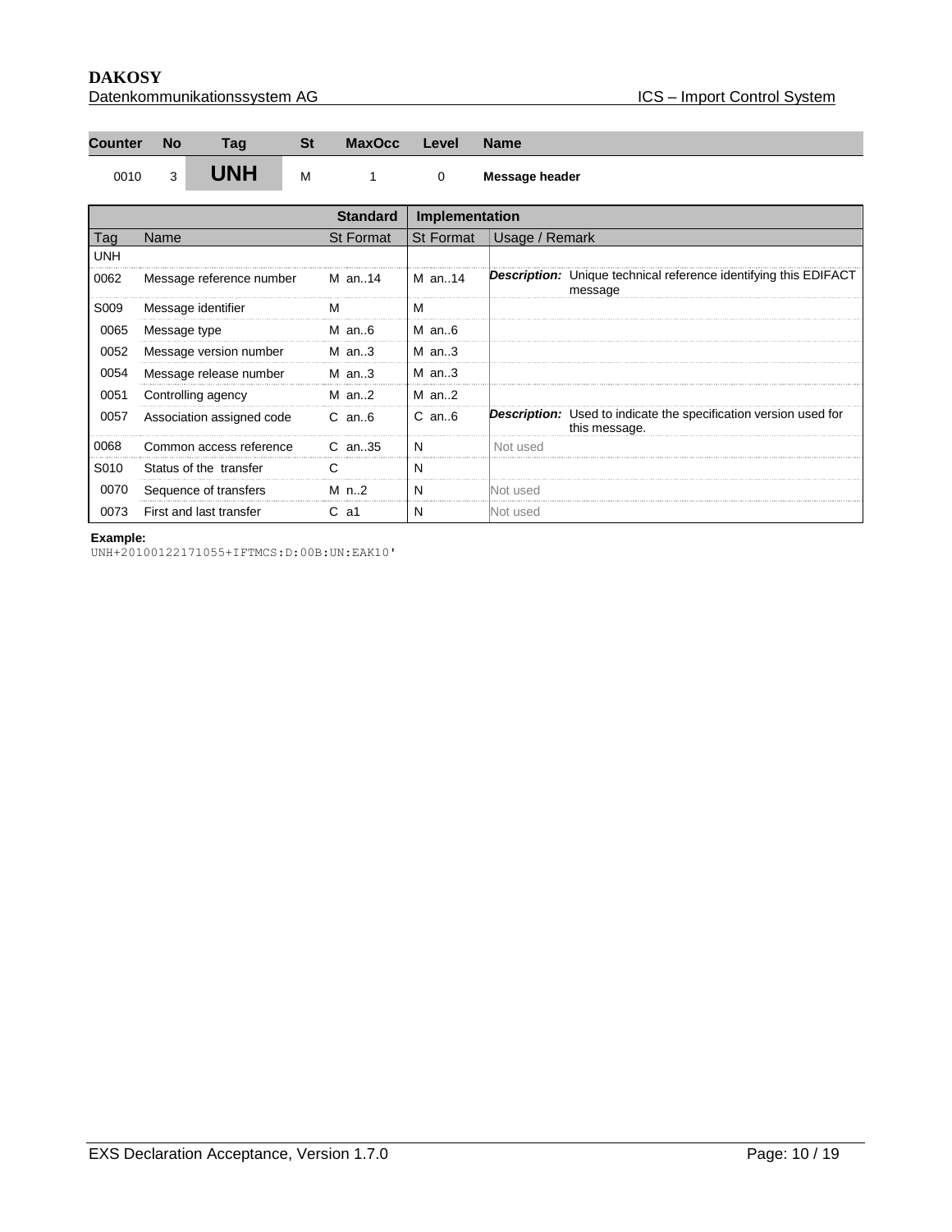| Counter | No | Tag | St | MaxOcc | Level | Name |
|---|---|---|---|---|---|---|
| 0010 | 3 | **UNH** | M | 1 | 0 | **Message header** |

| | | Standard | Implementation | |
|---|---|---|---|---|
| Tag | Name | St Format | St Format | Usage / Remark |
| UNH | | | | |
| 0062 | Message reference number | M an..14 | M an..14 | ***Description:*** Unique technical reference identifying this EDIFACT message |
| S009 | Message identifier | M | M | |
| 0065 | Message type | M an..6 | M an..6 | |
| 0052 | Message version number | M an..3 | M an..3 | |
| 0054 | Message release number | M an..3 | M an..3 | |
| 0051 | Controlling agency | M an..2 | M an..2 | |
| 0057 | Association assigned code | C an..6 | C an..6 | ***Description:*** Used to indicate the specification version used for this message. |
| 0068 | Common access reference | C an..35 | N | Not used |
| S010 | Status of the transfer | C | N | |
| 0070 | Sequence of transfers | M n..2 | N | Not used |
| 0073 | First and last transfer | C a1 | N | Not used |

**Example:**

```
UNH+20100122171055+IFTMCS:D:00B:UN:EAK10'
```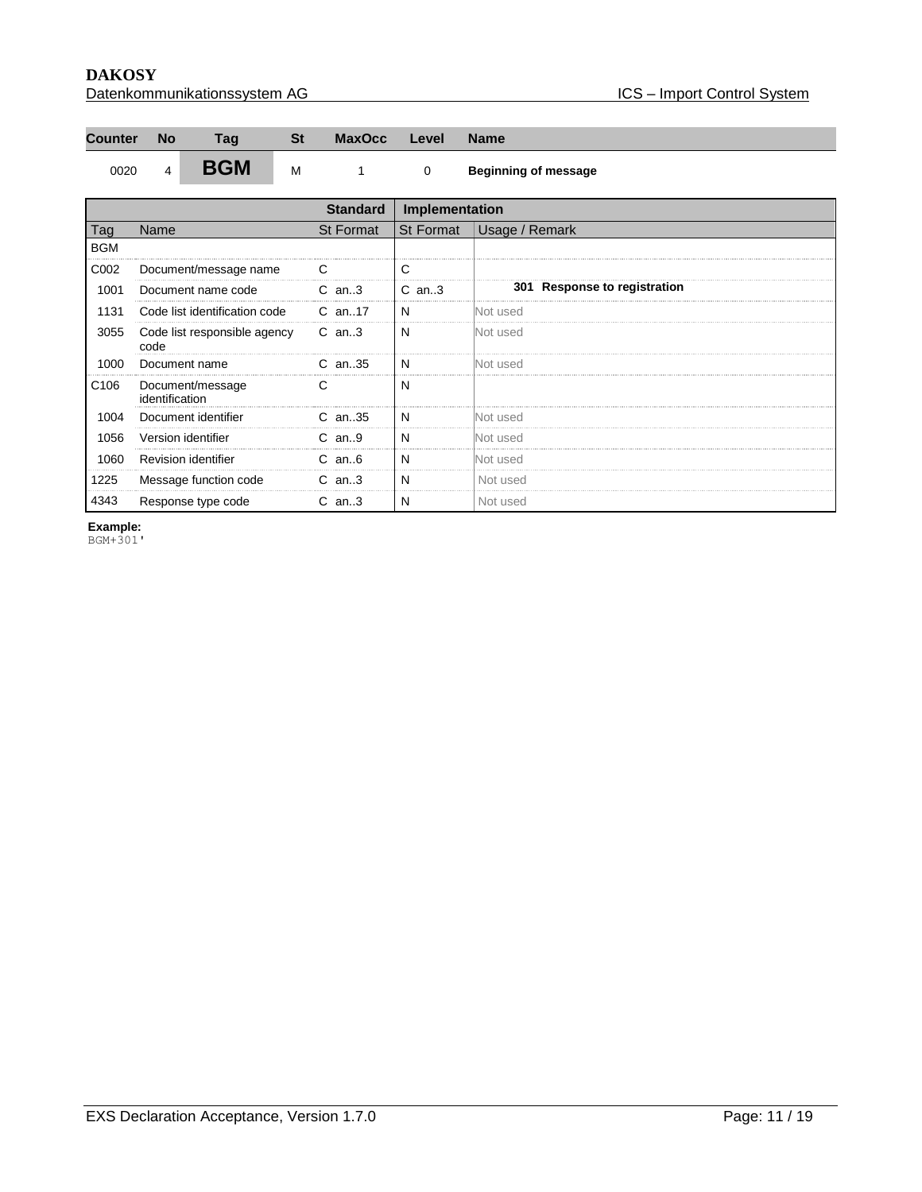| Counter | No | Tag | St | MaxOcc | Level | Name |
|---|---|---|---|---|---|---|
| 0020 | 4 | **BGM** | M | 1 | 0 | **Beginning of message** |

| | | Standard | Implementation | |
|---|---|---|---|---|
| Tag | Name | St Format | St Format | Usage / Remark |
| BGM | | | | |
| C002 | Document/message name | C | C | |
| 1001 | Document name code | C an..3 | C an..3 | **301 Response to registration** |
| 1131 | Code list identification code | C an..17 | N | Not used |
| 3055 | Code list responsible agency code | C an..3 | N | Not used |
| 1000 | Document name | C an..35 | N | Not used |
| C106 | Document/message identification | C | N | |
| 1004 | Document identifier | C an..35 | N | Not used |
| 1056 | Version identifier | C an..9 | N | Not used |
| 1060 | Revision identifier | C an..6 | N | Not used |
| 1225 | Message function code | C an..3 | N | Not used |
| 4343 | Response type code | C an..3 | N | Not used |

**Example:**

```
BGM+301'
```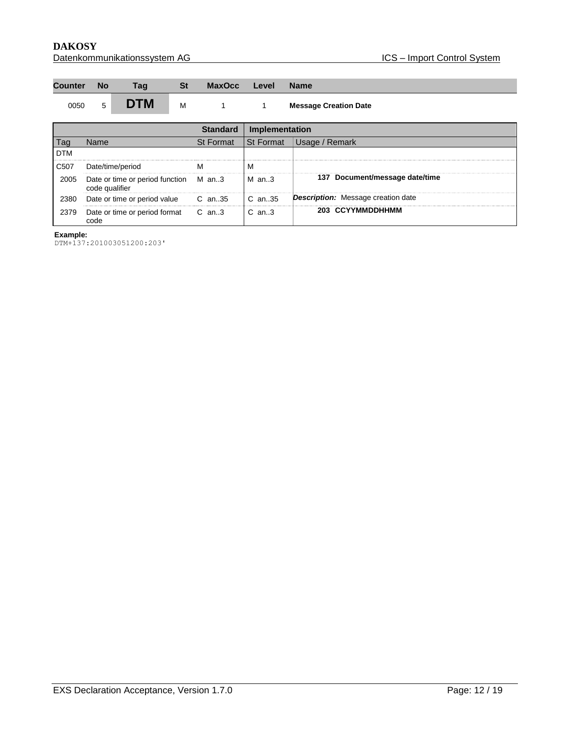| Counter | No | Tag | St | MaxOcc | Level | Name |
|---|---|---|---|---|---|---|
| 0050 | 5 | **DTM** | M | 1 | 1 | **Message Creation Date** |

| | | Standard | Implementation | |
|---|---|---|---|---|
| Tag | Name | St Format | St Format | Usage / Remark |
| DTM | | | | |
| C507 | Date/time/period | M | M | |
| 2005 | Date or time or period function code qualifier | M an..3 | M an..3 | **137 Document/message date/time** |
| 2380 | Date or time or period value | C an..35 | C an..35 | ***Description:*** Message creation date |
| 2379 | Date or time or period format code | C an..3 | C an..3 | **203 CCYYMMDDHHMM** |

**Example:**

```
DTM+137:201003051200:203'
```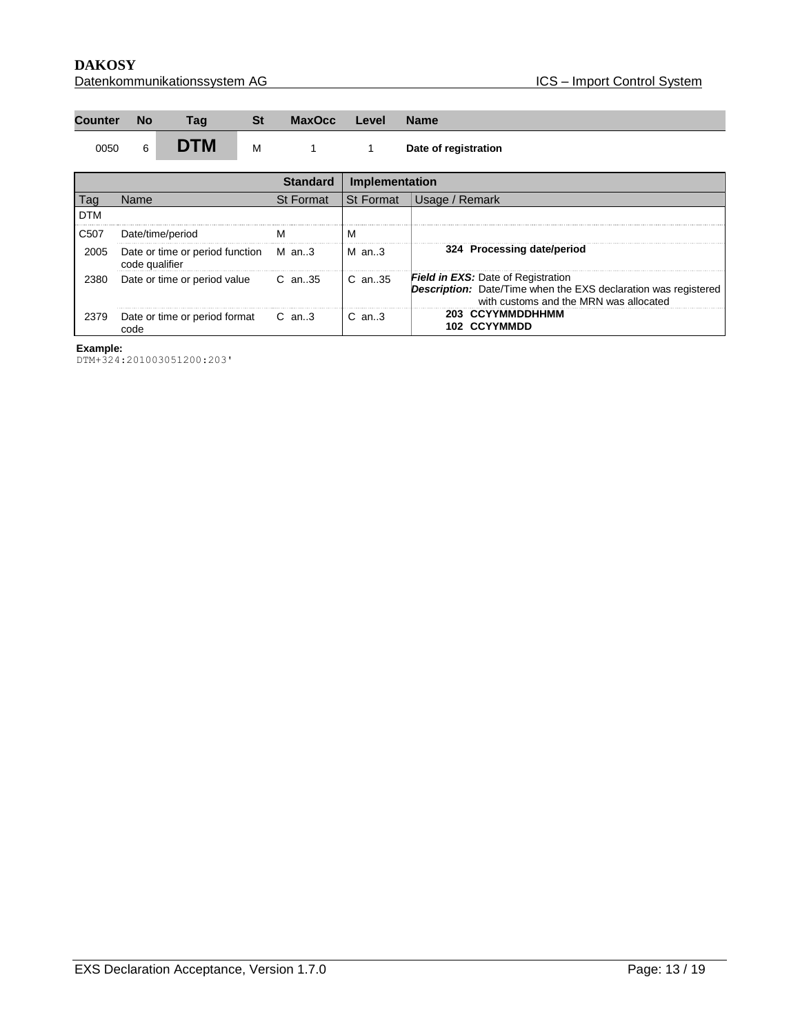| Counter | No | Tag | St | MaxOcc | Level | Name |
|---|---|---|---|---|---|---|
| 0050 | 6 | **DTM** | M | 1 | 1 | **Date of registration** |

| | | **Standard** | **Implementation** | |
|---|---|---|---|---|
| Tag | Name | St Format | St Format | Usage / Remark |
| DTM | | | | |
| C507 | Date/time/period | M | M | |
| 2005 | Date or time or period function code qualifier | M an..3 | M an..3 | **324 Processing date/period** |
| 2380 | Date or time or period value | C an..35 | C an..35 | ***Field in EXS:*** Date of Registration<br>***Description:*** Date/Time when the EXS declaration was registered with customs and the MRN was allocated |
| 2379 | Date or time or period format code | C an..3 | C an..3 | **203 CCYYMMDDHHMM**<br>**102 CCYYMMDD** |

**Example:**

```
DTM+324:201003051200:203'
```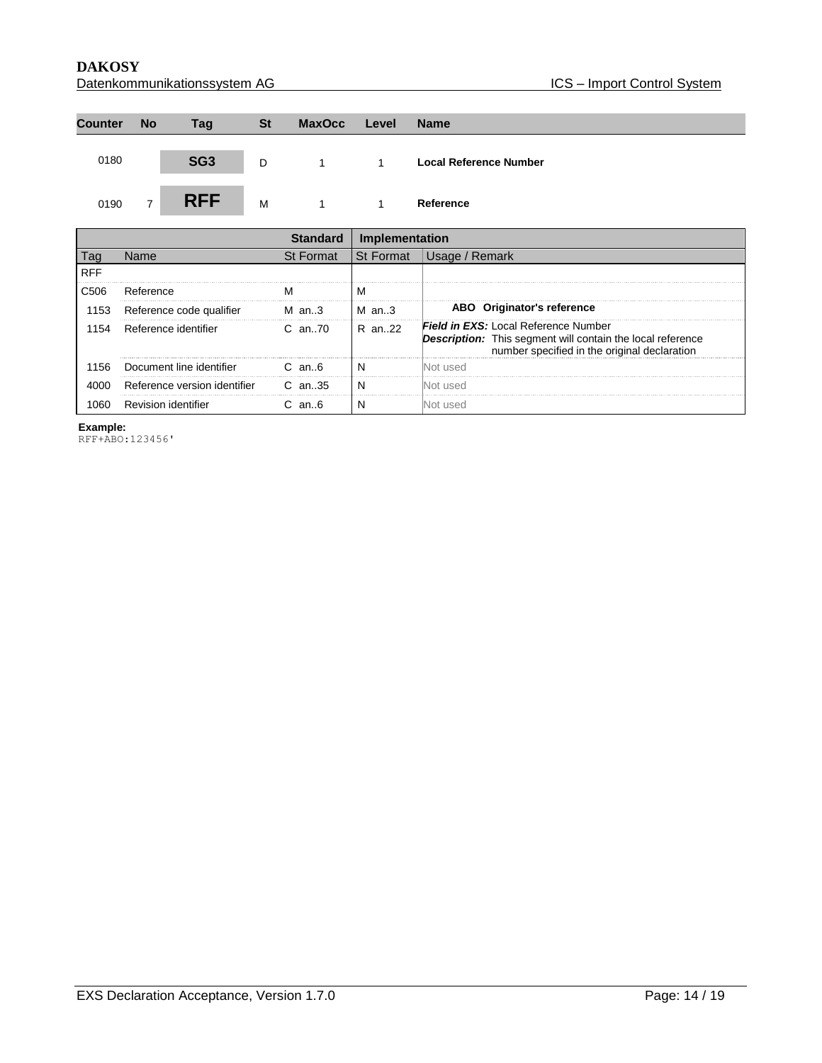| Counter | No | Tag | St | MaxOcc | Level | Name |
|---|---|---|---|---|---|---|
| 0180 | | **SG3** | D | 1 | 1 | **Local Reference Number** |
| 0190 | 7 | **RFF** | M | 1 | 1 | **Reference** |

| | | Standard | Implementation | |
|---|---|---|---|---|
| Tag | Name | St Format | St Format | Usage / Remark |
| RFF | | | | |
| C506 | Reference | M | M | |
| 1153 | Reference code qualifier | M an..3 | M an..3 | **ABO Originator's reference** |
| 1154 | Reference identifier | C an..70 | R an..22 | ***Field in EXS:*** Local Reference Number ***Description:*** This segment will contain the local reference number specified in the original declaration |
| 1156 | Document line identifier | C an..6 | N | Not used |
| 4000 | Reference version identifier | C an..35 | N | Not used |
| 1060 | Revision identifier | C an..6 | N | Not used |

**Example:**

```
RFF+ABO:123456'
```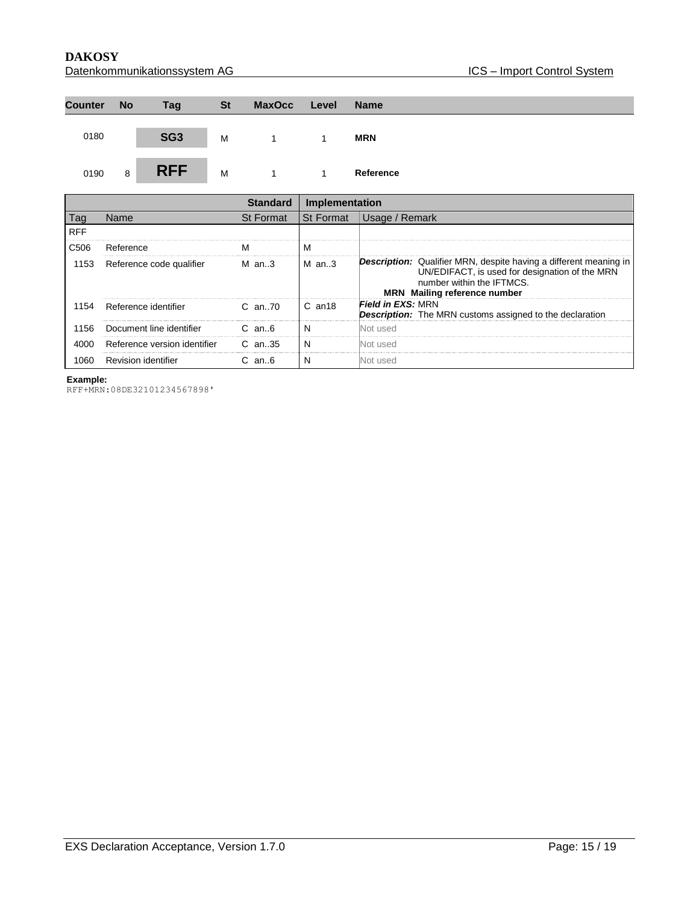| Counter | No | Tag | St | MaxOcc | Level | Name |
|---|---|---|---|---|---|---|
| 0180 | | **SG3** | M | 1 | 1 | **MRN** |
| 0190 | 8 | **RFF** | M | 1 | 1 | **Reference** |

| | | Standard | Implementation | |
|---|---|---|---|---|
| Tag | Name | St Format | St Format | Usage / Remark |
| RFF | | | | |
| C506 | Reference | M | M | |
| 1153 | Reference code qualifier | M an..3 | M an..3 | ***Description:*** Qualifier MRN, despite having a different meaning in UN/EDIFACT, is used for designation of the MRN number within the IFTMCS. **MRN Mailing reference number** |
| 1154 | Reference identifier | C an..70 | C an18 | ***Field in EXS:*** MRN ***Description:*** The MRN customs assigned to the declaration |
| 1156 | Document line identifier | C an..6 | N | Not used |
| 4000 | Reference version identifier | C an..35 | N | Not used |
| 1060 | Revision identifier | C an..6 | N | Not used |

**Example:**

```
RFF+MRN:08DE32101234567898'
```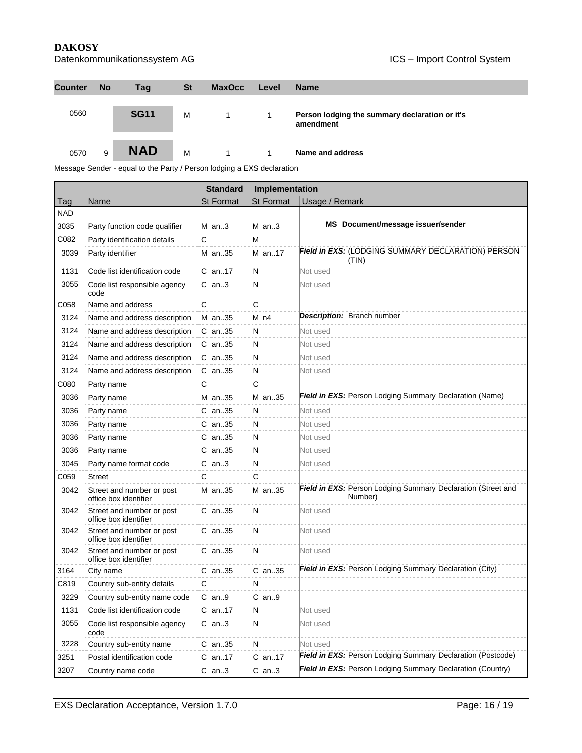| Counter | No | Tag | St | MaxOcc | Level | Name |
|---|---|---|---|---|---|---|
| 0560 | | **SG11** | M | 1 | 1 | **Person lodging the summary declaration or it's amendment** |
| 0570 | 9 | **NAD** | M | 1 | 1 | **Name and address** |

Message Sender - equal to the Party / Person lodging a EXS declaration

| | | Standard | Implementation | |
|---|---|---|---|---|
| Tag | Name | St Format | St Format | Usage / Remark |
| NAD | | | | |
| 3035 | Party function code qualifier | M an..3 | M an..3 | **MS Document/message issuer/sender** |
| C082 | Party identification details | C | M | |
| 3039 | Party identifier | M an..35 | M an..17 | ***Field in EXS:*** (LODGING SUMMARY DECLARATION) PERSON (TIN) |
| 1131 | Code list identification code | C an..17 | N | Not used |
| 3055 | Code list responsible agency code | C an..3 | N | Not used |
| C058 | Name and address | C | C | |
| 3124 | Name and address description | M an..35 | M n4 | ***Description:*** Branch number |
| 3124 | Name and address description | C an..35 | N | Not used |
| 3124 | Name and address description | C an..35 | N | Not used |
| 3124 | Name and address description | C an..35 | N | Not used |
| 3124 | Name and address description | C an..35 | N | Not used |
| C080 | Party name | C | C | |
| 3036 | Party name | M an..35 | M an..35 | ***Field in EXS:*** Person Lodging Summary Declaration (Name) |
| 3036 | Party name | C an..35 | N | Not used |
| 3036 | Party name | C an..35 | N | Not used |
| 3036 | Party name | C an..35 | N | Not used |
| 3036 | Party name | C an..35 | N | Not used |
| 3045 | Party name format code | C an..3 | N | Not used |
| C059 | Street | C | C | |
| 3042 | Street and number or post office box identifier | M an..35 | M an..35 | ***Field in EXS:*** Person Lodging Summary Declaration (Street and Number) |
| 3042 | Street and number or post office box identifier | C an..35 | N | Not used |
| 3042 | Street and number or post office box identifier | C an..35 | N | Not used |
| 3042 | Street and number or post office box identifier | C an..35 | N | Not used |
| 3164 | City name | C an..35 | C an..35 | ***Field in EXS:*** Person Lodging Summary Declaration (City) |
| C819 | Country sub-entity details | C | N | |
| 3229 | Country sub-entity name code | C an..9 | C an..9 | |
| 1131 | Code list identification code | C an..17 | N | Not used |
| 3055 | Code list responsible agency code | C an..3 | N | Not used |
| 3228 | Country sub-entity name | C an..35 | N | Not used |
| 3251 | Postal identification code | C an..17 | C an..17 | ***Field in EXS:*** Person Lodging Summary Declaration (Postcode) |
| 3207 | Country name code | C an..3 | C an..3 | ***Field in EXS:*** Person Lodging Summary Declaration (Country) |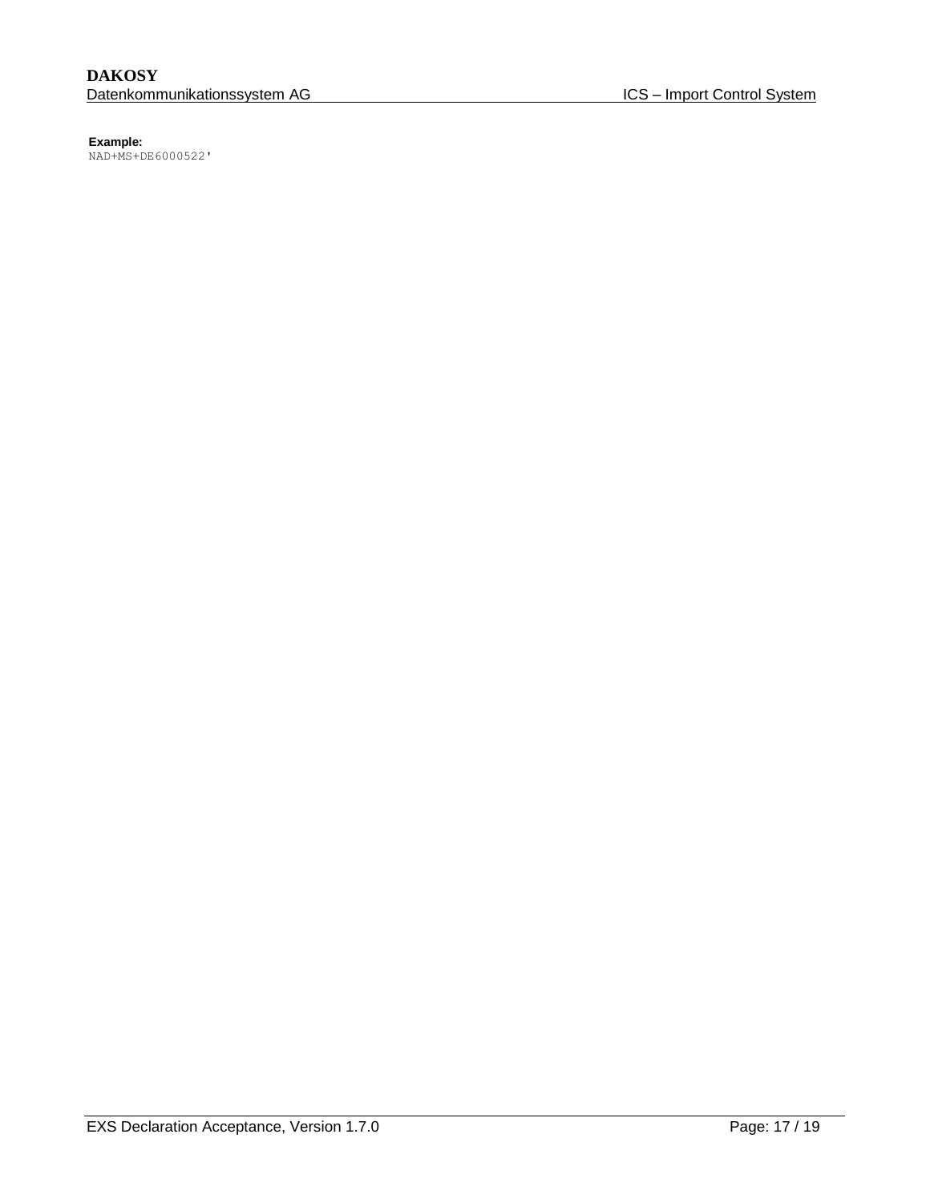**Example:**

```
NAD+MS+DE6000522'
```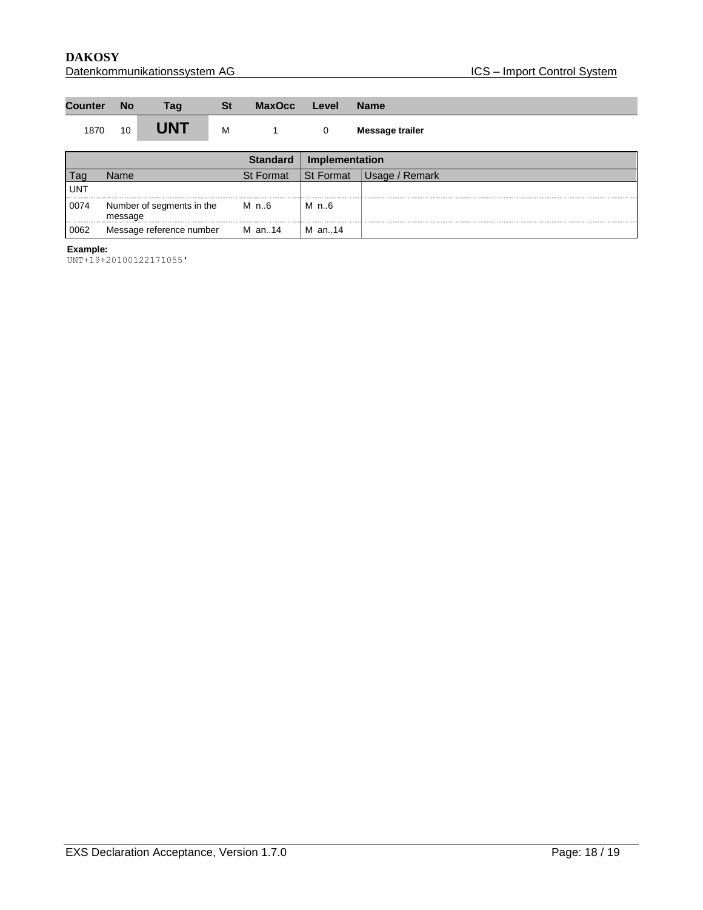| Counter | No | Tag | St | MaxOcc | Level | Name |
|---|---|---|---|---|---|---|
| 1870 | 10 | **UNT** | M | 1 | 0 | **Message trailer** |

| | | Standard | Implementation | |
|---|---|---|---|---|
| Tag | Name | St Format | St Format | Usage / Remark |
| UNT | | | | |
| 0074 | Number of segments in the message | M n..6 | M n..6 | |
| 0062 | Message reference number | M an..14 | M an..14 | |

**Example:**

```
UNT+19+20100122171055'
```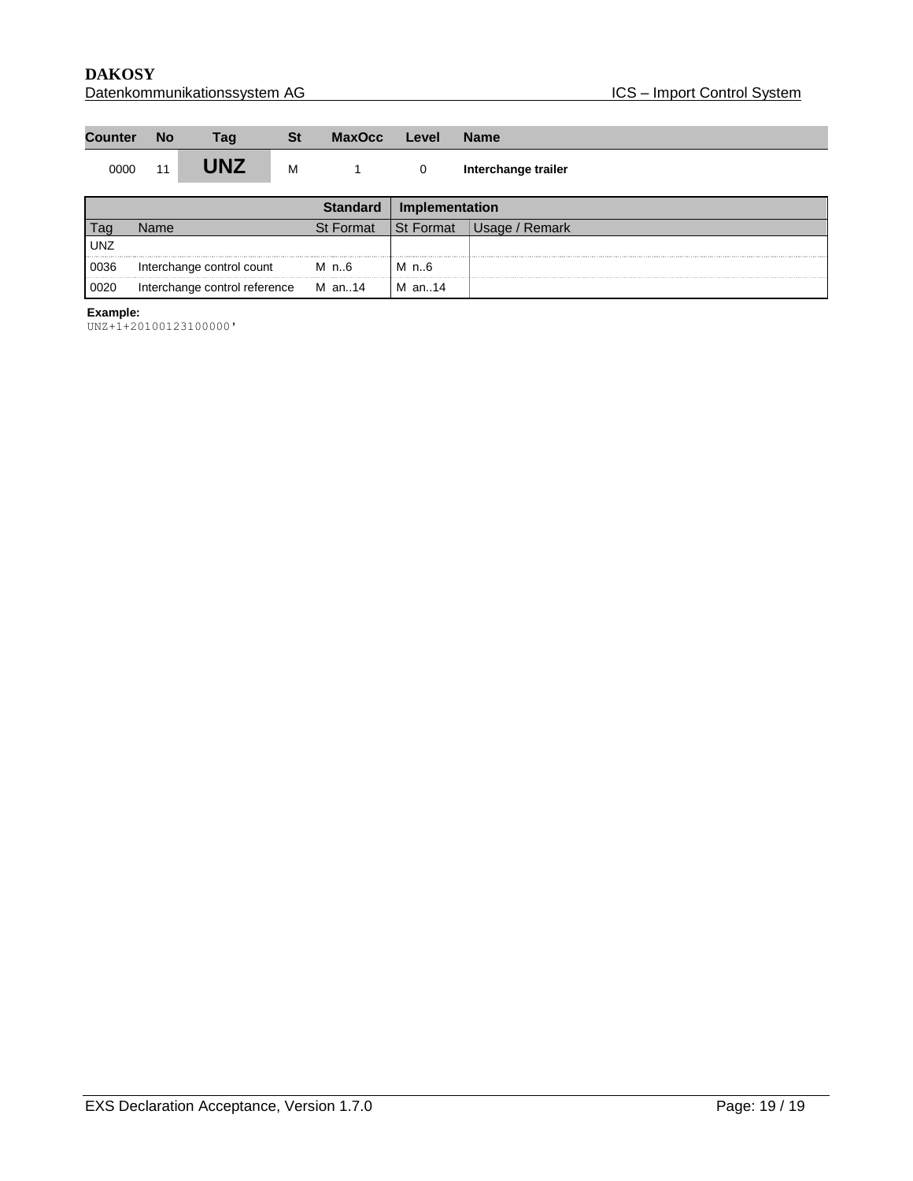| Counter | No | Tag | St | MaxOcc | Level | Name |
|---|---|---|---|---|---|---|
| 0000 | 11 | **UNZ** | M | 1 | 0 | **Interchange trailer** |

| | | Standard | Implementation | |
|---|---|---|---|---|
| Tag | Name | St Format | St Format | Usage / Remark |
| UNZ | | | | |
| 0036 | Interchange control count | M n..6 | M n..6 | |
| 0020 | Interchange control reference | M an..14 | M an..14 | |

**Example:**

```
UNZ+1+20100123100000'
```